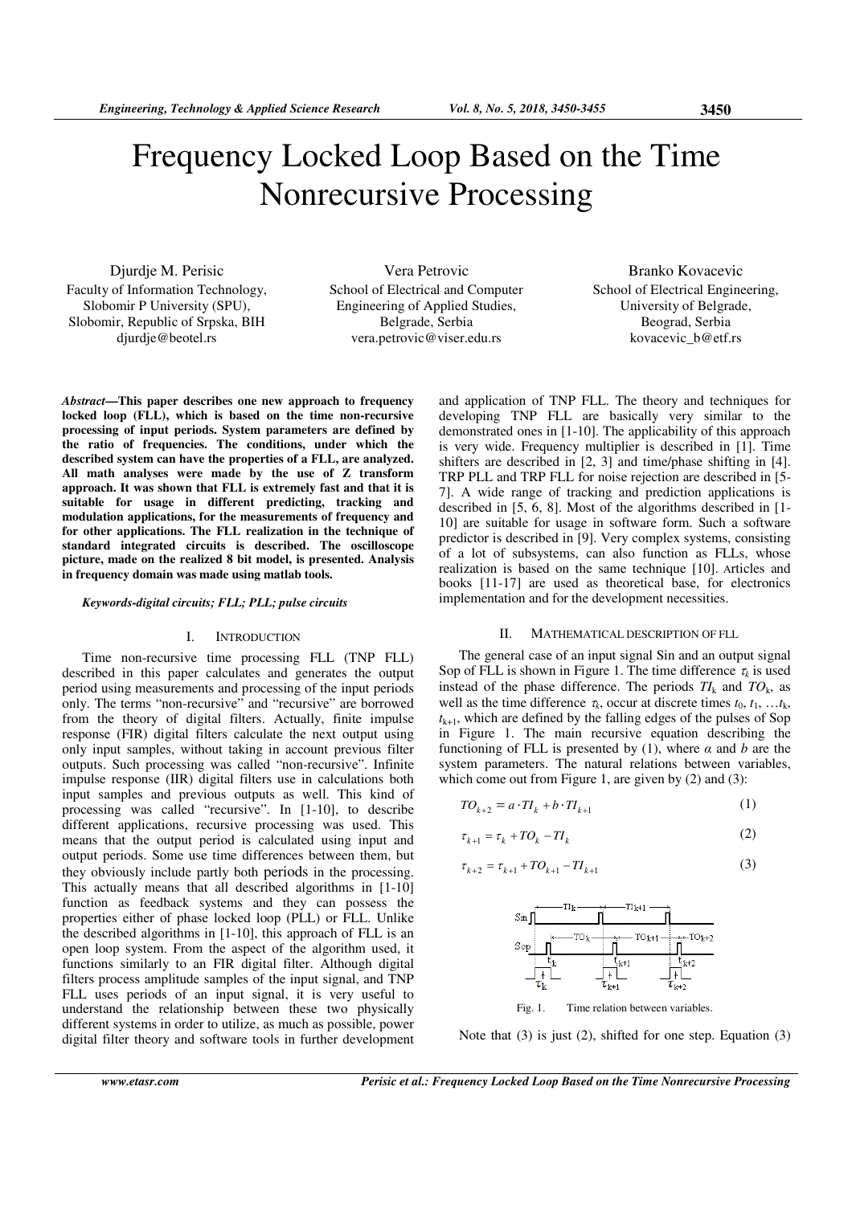# Frequency Locked Loop Based on the Time Nonrecursive Processing

Djurdje M. Perisic
Faculty of Information Technology, Slobomir P University (SPU), Slobomir, Republic of Srpska, BIH
djurdje@beotel.rs

Vera Petrovic
School of Electrical and Computer Engineering of Applied Studies, Belgrade, Serbia
vera.petrovic@viser.edu.rs

Branko Kovacevic
School of Electrical Engineering, University of Belgrade, Beograd, Serbia
kovacevic_b@etf.rs

***Abstract*—This paper describes one new approach to frequency locked loop (FLL), which is based on the time non-recursive processing of input periods. System parameters are defined by the ratio of frequencies. The conditions, under which the described system can have the properties of a FLL, are analyzed. All math analyses were made by the use of Z transform approach. It was shown that FLL is extremely fast and that it is suitable for usage in different predicting, tracking and modulation applications, for the measurements of frequency and for other applications. The FLL realization in the technique of standard integrated circuits is described. The oscilloscope picture, made on the realized 8 bit model, is presented. Analysis in frequency domain was made using matlab tools.**

***Keywords-digital circuits; FLL; PLL; pulse circuits***

## I. Introduction

Time non-recursive time processing FLL (TNP FLL) described in this paper calculates and generates the output period using measurements and processing of the input periods only. The terms "non-recursive" and "recursive" are borrowed from the theory of digital filters. Actually, finite impulse response (FIR) digital filters calculate the next output using only input samples, without taking in account previous filter outputs. Such processing was called "non-recursive". Infinite impulse response (IIR) digital filters use in calculations both input samples and previous outputs as well. This kind of processing was called "recursive". In [1-10], to describe different applications, recursive processing was used. This means that the output period is calculated using input and output periods. Some use time differences between them, but they obviously include partly both periods in the processing. This actually means that all described algorithms in [1-10] function as feedback systems and they can possess the properties either of phase locked loop (PLL) or FLL. Unlike the described algorithms in [1-10], this approach of FLL is an open loop system. From the aspect of the algorithm used, it functions similarly to an FIR digital filter. Although digital filters process amplitude samples of the input signal, and TNP FLL uses periods of an input signal, it is very useful to understand the relationship between these two physically different systems in order to utilize, as much as possible, power digital filter theory and software tools in further development and application of TNP FLL. The theory and techniques for developing TNP FLL are basically very similar to the demonstrated ones in [1-10]. The applicability of this approach is very wide. Frequency multiplier is described in [1]. Time shifters are described in [2, 3] and time/phase shifting in [4]. TRP PLL and TRP FLL for noise rejection are described in [5-7]. A wide range of tracking and prediction applications is described in [5, 6, 8]. Most of the algorithms described in [1-10] are suitable for usage in software form. Such a software predictor is described in [9]. Very complex systems, consisting of a lot of subsystems, can also function as FLLs, whose realization is based on the same technique [10]. Articles and books [11-17] are used as theoretical base, for electronics implementation and for the development necessities.

## II. Mathematical Description of FLL

The general case of an input signal Sin and an output signal Sop of FLL is shown in Figure 1. The time difference $\tau_k$ is used instead of the phase difference. The periods $TI_k$ and $TO_k$, as well as the time difference $\tau_k$, occur at discrete times $t_0, t_1, \ldots t_k, t_{k+1}$, which are defined by the falling edges of the pulses of Sop in Figure 1. The main recursive equation describing the functioning of FLL is presented by (1), where $a$ and $b$ are the system parameters. The natural relations between variables, which come out from Figure 1, are given by (2) and (3):

$$TO_{k+2} = a \cdot TI_k + b \cdot TI_{k+1} \tag{1}$$

$$\tau_{k+1} = \tau_k + TO_k - TI_k \tag{2}$$

$$\tau_{k+2} = \tau_{k+1} + TO_{k+1} - TI_{k+1} \tag{3}$$

Fig. 1. Time relation between variables.

Note that (3) is just (2), shifted for one step. Equation (3)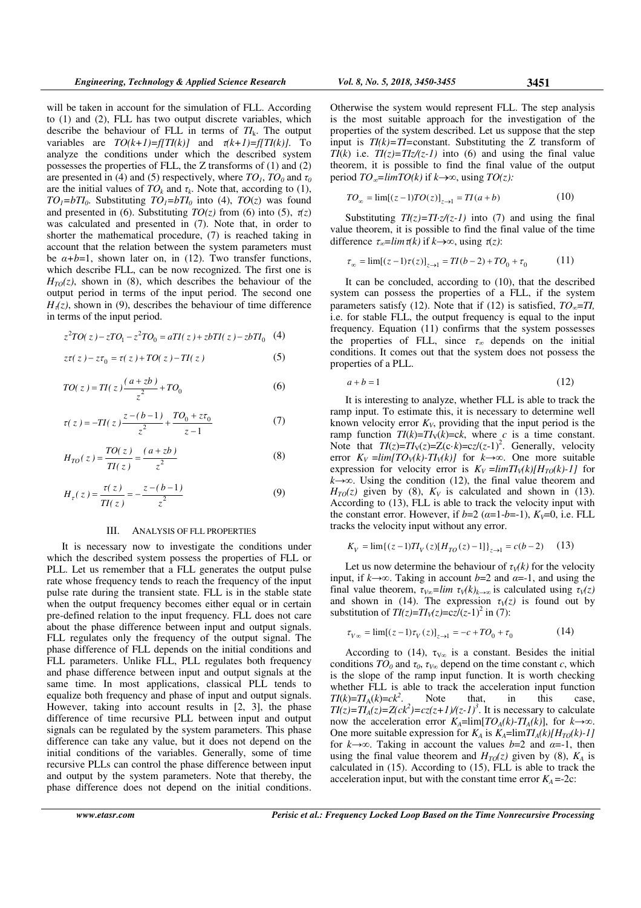will be taken in account for the simulation of FLL. According to (1) and (2), FLL has two output discrete variables, which describe the behaviour of FLL in terms of $TI_k$. The output variables are $TO(k+1)=f[TI(k)]$ and $\tau(k+1)=f[TI(k)]$. To analyze the conditions under which the described system possesses the properties of FLL, the Z transforms of (1) and (2) are presented in (4) and (5) respectively, where $TO_1$, $TO_0$ and $\tau_0$ are the initial values of $TO_k$ and $\tau_k$. Note that, according to (1), $TO_1=bTI_0$. Substituting $TO_1=bTI_0$ into (4), $TO(z)$ was found and presented in (6). Substituting $TO(z)$ from (6) into (5), $\tau(z)$ was calculated and presented in (7). Note that, in order to shorter the mathematical procedure, (7) is reached taking in account that the relation between the system parameters must be $a+b=1$, shown later on, in (12). Two transfer functions, which describe FLL, can be now recognized. The first one is $H_{TO}(z)$, shown in (8), which describes the behaviour of the output period in terms of the input period. The second one $H_\tau(z)$, shown in (9), describes the behaviour of time difference in terms of the input period.

$$z^2TO(z)-zTO_1-z^2TO_0=aTI(z)+zbTI(z)-zbTI_0 \quad (4)$$

$$z\tau(z)-z\tau_0=\tau(z)+TO(z)-TI(z) \quad (5)$$

$$TO(z)=TI(z)\frac{(a+zb)}{z^2}+TO_0 \quad (6)$$

$$\tau(z)=-TI(z)\frac{z-(b-1)}{z^2}+\frac{TO_0+z\tau_0}{z-1} \quad (7)$$

$$H_{TO}(z)=\frac{TO(z)}{TI(z)}=\frac{(a+zb)}{z^2} \quad (8)$$

$$H_\tau(z)=\frac{\tau(z)}{TI(z)}=-\frac{z-(b-1)}{z^2} \quad (9)$$

## III. ANALYSIS OF FLL PROPERTIES

It is necessary now to investigate the conditions under which the described system possess the properties of FLL or PLL. Let us remember that a FLL generates the output pulse rate whose frequency tends to reach the frequency of the input pulse rate during the transient state. FLL is in the stable state when the output frequency becomes either equal or in certain pre-defined relation to the input frequency. FLL does not care about the phase difference between input and output signals. FLL regulates only the frequency of the output signal. The phase difference of FLL depends on the initial conditions and FLL parameters. Unlike FLL, PLL regulates both frequency and phase difference between input and output signals at the same time. In most applications, classical PLL tends to equalize both frequency and phase of input and output signals. However, taking into account results in [2, 3], the phase difference of time recursive PLL between input and output signals can be regulated by the system parameters. This phase difference can take any value, but it does not depend on the initial conditions of the variables. Generally, some of time recursive PLLs can control the phase difference between input and output by the system parameters. Note that thereby, the phase difference does not depend on the initial conditions. Otherwise the system would represent FLL. The step analysis is the most suitable approach for the investigation of the properties of the system described. Let us suppose that the step input is $TI(k)=TI$=constant. Substituting the Z transform of $TI(k)$ i.e. $TI(z)=TIz/(z-1)$ into (6) and using the final value theorem, it is possible to find the final value of the output period $TO_\infty=\lim TO(k)$ if $k\rightarrow\infty$, using $TO(z)$:

$$TO_\infty=\lim[(z-1)TO(z)]_{z\rightarrow1}=TI(a+b) \quad (10)$$

Substituting $TI(z)=TI\cdot z/(z-1)$ into (7) and using the final value theorem, it is possible to find the final value of the time difference $\tau_\infty=\lim\tau(k)$ if $k\rightarrow\infty$, using $\tau(z)$:

$$\tau_\infty=\lim[(z-1)\tau(z)]_{z\rightarrow1}=TI(b-2)+TO_0+\tau_0 \quad (11)$$

It can be concluded, according to (10), that the described system can possess the properties of a FLL, if the system parameters satisfy (12). Note that if (12) is satisfied, $TO_\infty=TI$, i.e. for stable FLL, the output frequency is equal to the input frequency. Equation (11) confirms that the system possesses the properties of FLL, since $\tau_\infty$ depends on the initial conditions. It comes out that the system does not possess the properties of a PLL.

$$a+b=1 \quad (12)$$

It is interesting to analyze, whether FLL is able to track the ramp input. To estimate this, it is necessary to determine well known velocity error $K_V$, providing that the input period is the ramp function $TI(k)=TI_V(k)=ck$, where $c$ is a time constant. Note that $TI(z)=TI_V(z)=Z(c\cdot k)=cz/(z-1)^2$. Generally, velocity error $K_V=\lim[TO_V(k)-TI_V(k)]$ for $k\rightarrow\infty$. One more suitable expression for velocity error is $K_V=\lim TI_V(k)[H_{TO}(k)-1]$ for $k\rightarrow\infty$. Using the condition (12), the final value theorem and $H_{TO}(z)$ given by (8), $K_V$ is calculated and shown in (13). According to (13), FLL is able to track the velocity input with the constant error. However, if $b=2$ ($a=1-b=-1$), $K_V=0$, i.e. FLL tracks the velocity input without any error.

$$K_V=\lim\{(z-1)TI_V(z)[H_{TO}(z)-1]\}_{z\rightarrow1}=c(b-2) \quad (13)$$

Let us now determine the behaviour of $\tau_V(k)$ for the velocity input, if $k\rightarrow\infty$. Taking in account $b=2$ and $a=-1$, and using the final value theorem, $\tau_{V\infty}=\lim\,\tau_V(k)_{k\rightarrow\infty}$ is calculated using $\tau_V(z)$ and shown in (14). The expression $\tau_V(z)$ is found out by substitution of $TI(z)=TI_V(z)=cz/(z-1)^2$ in (7):

$$\tau_{V\infty}=\lim[(z-1)\tau_V(z)]_{z\rightarrow1}=-c+TO_0+\tau_0 \quad (14)$$

According to (14), $\tau_{V\infty}$ is a constant. Besides the initial conditions $TO_0$ and $\tau_0$, $\tau_{V\infty}$ depend on the time constant $c$, which is the slope of the ramp input function. It is worth checking whether FLL is able to track the acceleration input function $TI(k)=TI_A(k)=ck^2$. Note that, in this case, $TI(z)=TI_A(z)=Z(ck^2)=cz(z+1)/(z-1)^3$. It is necessary to calculate now the acceleration error $K_A=\lim[TO_A(k)-TI_A(k)]$, for $k\rightarrow\infty$. One more suitable expression for $K_A$ is $K_A=\lim TI_A(k)[H_{TO}(k)-1]$ for $k\rightarrow\infty$. Taking in account the values $b=2$ and $a=-1$, then using the final value theorem and $H_{TO}(z)$ given by (8), $K_A$ is calculated in (15). According to (15), FLL is able to track the acceleration input, but with the constant time error $K_A=-2c$: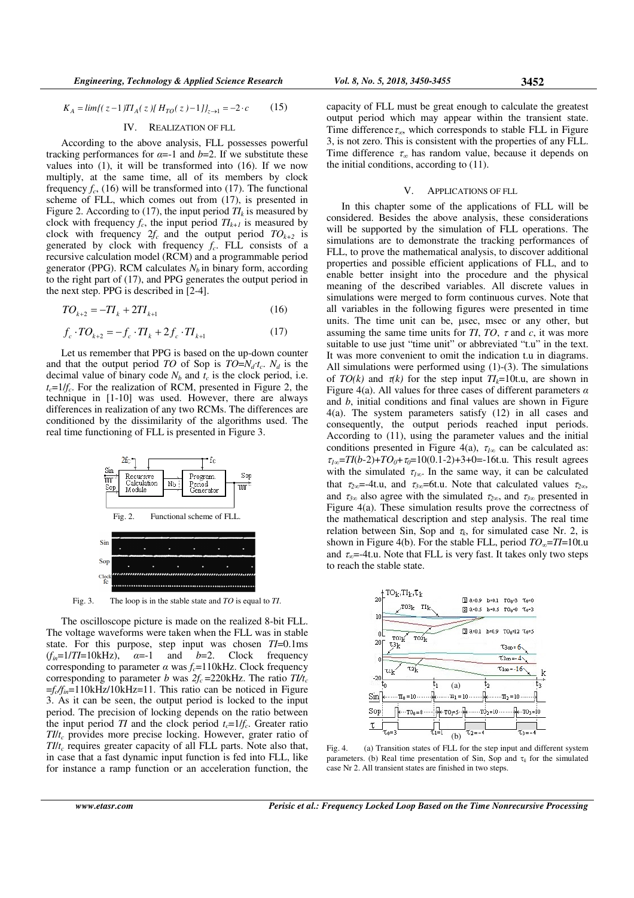$$K_A = lim\{(z-1)TI_A(z)[H_{TO}(z)-1]\}_{z\to 1} = -2\cdot c \qquad (15)$$

## IV. REALIZATION OF FLL

According to the above analysis, FLL possesses powerful tracking performances for $\alpha$=-1 and $b$=2. If we substitute these values into (1), it will be transformed into (16). If we now multiply, at the same time, all of its members by clock frequency $f_c$, (16) will be transformed into (17). The functional scheme of FLL, which comes out from (17), is presented in Figure 2. According to (17), the input period $TI_k$ is measured by clock with frequency $f_c$, the input period $TI_{k+1}$ is measured by clock with frequency $2f_c$ and the output period $TO_{k+2}$ is generated by clock with frequency $f_c$. FLL consists of a recursive calculation model (RCM) and a programmable period generator (PPG). RCM calculates $N_b$ in binary form, according to the right part of (17), and PPG generates the output period in the next step. PPG is described in [2-4].

$$TO_{k+2} = -TI_k + 2TI_{k+1} \qquad (16)$$

$$f_c \cdot TO_{k+2} = -f_c \cdot TI_k + 2f_c \cdot TI_{k+1} \qquad (17)$$

Let us remember that PPG is based on the up-down counter and that the output period $TO$ of Sop is $TO=N_d \cdot t_c$. $N_d$ is the decimal value of binary code $N_b$ and $t_c$ is the clock period, i.e. $t_c=1/f_c$. For the realization of RCM, presented in Figure 2, the technique in [1-10] was used. However, there are always differences in realization of any two RCMs. The differences are conditioned by the dissimilarity of the algorithms used. The real time functioning of FLL is presented in Figure 3.

Fig. 2. Functional scheme of FLL.

Fig. 3. The loop is in the stable state and $TO$ is equal to $TI$.

The oscilloscope picture is made on the realized 8-bit FLL. The voltage waveforms were taken when the FLL was in stable state. For this purpose, step input was chosen $TI$=0.1ms ($f_{in}$=1/$TI$=10kHz), $\alpha$=-1 and $b$=2. Clock frequency corresponding to parameter $\alpha$ was $f_c$=110kHz. Clock frequency corresponding to parameter $b$ was $2f_c$=220kHz. The ratio $TI/t_c$ =$f_c/f_{in}$=110kHz/10kHz=11. This ratio can be noticed in Figure 3. As it can be seen, the output period is locked to the input period. The precision of locking depends on the ratio between the input period $TI$ and the clock period $t_c$=1/$f_c$. Greater ratio $TI/t_c$ provides more precise locking. However, grater ratio of $TI/t_c$ requires greater capacity of all FLL parts. Note also that, in case that a fast dynamic input function is fed into FLL, like for instance a ramp function or an acceleration function, the capacity of FLL must be great enough to calculate the greatest output period which may appear within the transient state. Time difference $\tau_\infty$, which corresponds to stable FLL in Figure 3, is not zero. This is consistent with the properties of any FLL. Time difference $\tau_\infty$ has random value, because it depends on the initial conditions, according to (11).

## V. APPLICATIONS OF FLL

In this chapter some of the applications of FLL will be considered. Besides the above analysis, these considerations will be supported by the simulation of FLL operations. The simulations are to demonstrate the tracking performances of FLL, to prove the mathematical analysis, to discover additional properties and possible efficient applications of FLL, and to enable better insight into the procedure and the physical meaning of the described variables. All discrete values in simulations were merged to form continuous curves. Note that all variables in the following figures were presented in time units. The time unit can be, μsec, msec or any other, but assuming the same time units for $TI$, $TO$, $\tau$ and $c$, it was more suitable to use just "time unit" or abbreviated "t.u" in the text. It was more convenient to omit the indication t.u in diagrams. All simulations were performed using (1)-(3). The simulations of $TO(k)$ and $\tau(k)$ for the step input $TI_k$=10t.u, are shown in Figure 4(a). All values for three cases of different parameters $\alpha$ and $b$, initial conditions and final values are shown in Figure 4(a). The system parameters satisfy (12) in all cases and consequently, the output periods reached input periods. According to (11), using the parameter values and the initial conditions presented in Figure 4(a), $\tau_{1\infty}$ can be calculated as: $\tau_{1\infty}$=$TI$($b$-2)+$TO_0$+$\tau_0$=10(0.1-2)+3+0=-16t.u. This result agrees with the simulated $\tau_{1\infty}$. In the same way, it can be calculated that $\tau_{2\infty}$=-4t.u, and $\tau_{3\infty}$=6t.u. Note that calculated values $\tau_{2\infty}$, and $\tau_{3\infty}$ also agree with the simulated $\tau_{2\infty}$, and $\tau_{3\infty}$ presented in Figure 4(a). These simulation results prove the correctness of the mathematical description and step analysis. The real time relation between Sin, Sop and $\tau_k$, for simulated case Nr. 2, is shown in Figure 4(b). For the stable FLL, period $TO_\infty$=$TI$=10t.u and $\tau_\infty$=-4t.u. Note that FLL is very fast. It takes only two steps to reach the stable state.

Fig. 4. (a) Transition states of FLL for the step input and different system parameters. (b) Real time presentation of Sin, Sop and $\tau_k$ for the simulated case Nr 2. All transient states are finished in two steps.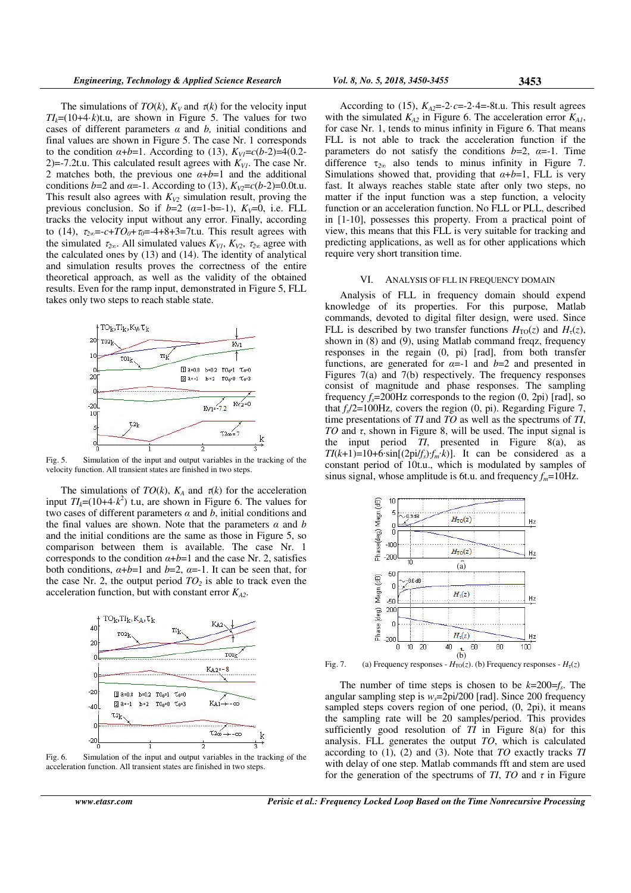The simulations of $TO(k)$, $K_V$ and $\tau(k)$ for the velocity input $TI_k$=(10+4·$k$)t.u, are shown in Figure 5. The values for two cases of different parameters $\alpha$ and $b$, initial conditions and final values are shown in Figure 5. The case Nr. 1 corresponds to the condition $\alpha+b=1$. According to (13), $K_{V1}=c(b-2)=4(0.2-2)=-7.2$t.u. This calculated result agrees with $K_{V1}$. The case Nr. 2 matches both, the previous one $\alpha+b=1$ and the additional conditions $b=2$ and $\alpha=-1$. According to (13), $K_{V2}=c(b-2)=0.0$t.u. This result also agrees with $K_{V2}$ simulation result, proving the previous conclusion. So if $b=2$ ($\alpha=1-b=-1$), $K_V=0$, i.e. FLL tracks the velocity input without any error. Finally, according to (14), $\tau_{2\infty}=-c+TO_0+\tau_0=-4+8+3=7$t.u. This result agrees with the simulated $\tau_{2\infty}$. All simulated values $K_{V1}$, $K_{V2}$, $\tau_{2\infty}$ agree with the calculated ones by (13) and (14). The identity of analytical and simulation results proves the correctness of the entire theoretical approach, as well as the validity of the obtained results. Even for the ramp input, demonstrated in Figure 5, FLL takes only two steps to reach stable state.

Fig. 5. Simulation of the input and output variables in the tracking of the velocity function. All transient states are finished in two steps.

The simulations of $TO(k)$, $K_A$ and $\tau(k)$ for the acceleration input $TI_k$=(10+4·$k^2$) t.u, are shown in Figure 6. The values for two cases of different parameters $\alpha$ and $b$, initial conditions and the final values are shown. Note that the parameters $\alpha$ and $b$ and the initial conditions are the same as those in Figure 5, so comparison between them is available. The case Nr. 1 corresponds to the condition $\alpha+b=1$ and the case Nr. 2, satisfies both conditions, $\alpha+b=1$ and $b=2$, $\alpha=-1$. It can be seen that, for the case Nr. 2, the output period $TO_2$ is able to track even the acceleration function, but with constant error $K_{A2}$.

Fig. 6. Simulation of the input and output variables in the tracking of the acceleration function. All transient states are finished in two steps.

According to (15), $K_{A2}=-2\cdot c=-2\cdot 4=-8$t.u. This result agrees with the simulated $K_{A2}$ in Figure 6. The acceleration error $K_{A1}$, for case Nr. 1, tends to minus infinity in Figure 6. That means FLL is not able to track the acceleration function if the parameters do not satisfy the conditions $b=2$, $\alpha=-1$. Time difference $\tau_{2\infty}$ also tends to minus infinity in Figure 7. Simulations showed that, providing that $\alpha+b=1$, FLL is very fast. It always reaches stable state after only two steps, no matter if the input function was a step function, a velocity function or an acceleration function. No FLL or PLL, described in [1-10], possesses this property. From a practical point of view, this means that this FLL is very suitable for tracking and predicting applications, as well as for other applications which require very short transition time.

## VI. Analysis of FLL in Frequency Domain

Analysis of FLL in frequency domain should expend knowledge of its properties. For this purpose, Matlab commands, devoted to digital filter design, were used. Since FLL is described by two transfer functions $H_{TO}(z)$ and $H_\tau(z)$, shown in (8) and (9), using Matlab command freqz, frequency responses in the regain (0, pi) [rad], from both transfer functions, are generated for $\alpha=-1$ and $b=2$ and presented in Figures 7(a) and 7(b) respectively. The frequency responses consist of magnitude and phase responses. The sampling frequency $f_s$=200Hz corresponds to the region (0, 2pi) [rad], so that $f_s$/2=100Hz, covers the region (0, pi). Regarding Figure 7, time presentations of $TI$ and $TO$ as well as the spectrums of $TI$, $TO$ and $\tau$, shown in Figure 8, will be used. The input signal is the input period $TI$, presented in Figure 8(a), as $TI(k+1)=10+6\cdot\sin[(2pi/f_s)\cdot f_m\cdot k)]$. It can be considered as a constant period of 10t.u., which is modulated by samples of sinus signal, whose amplitude is 6t.u. and frequency $f_m$=10Hz.

Fig. 7. (a) Frequency responses - $H_{TO}(z)$. (b) Frequency responses - $H_\tau(z)$

The number of time steps is chosen to be $k$=200=$f_s$. The angular sampling step is $w_s$=2pi/200 [rad]. Since 200 frequency sampled steps covers region of one period, (0, 2pi), it means the sampling rate will be 20 samples/period. This provides sufficiently good resolution of $TI$ in Figure 8(a) for this analysis. FLL generates the output $TO$, which is calculated according to (1), (2) and (3). Note that $TO$ exactly tracks $TI$ with delay of one step. Matlab commands fft and stem are used for the generation of the spectrums of $TI$, $TO$ and $\tau$ in Figure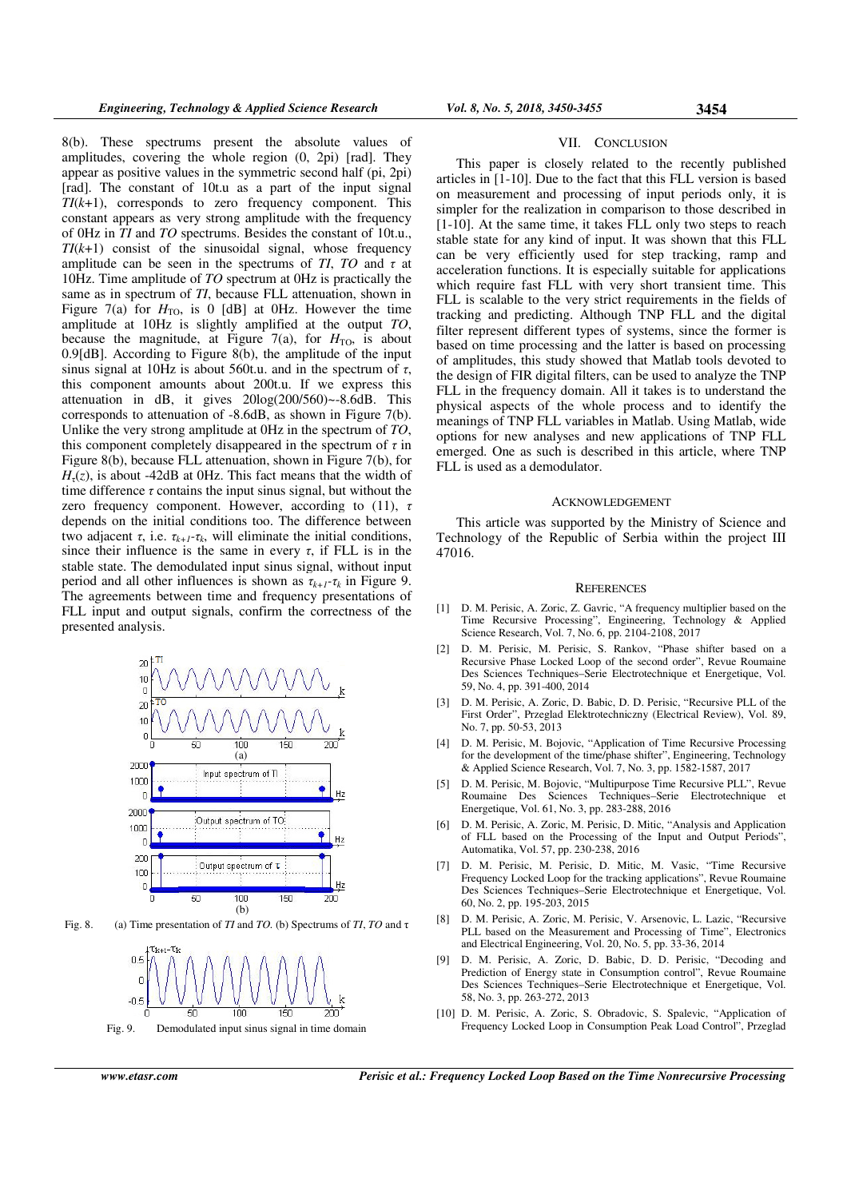8(b). These spectrums present the absolute values of amplitudes, covering the whole region (0, 2pi) [rad]. They appear as positive values in the symmetric second half (pi, 2pi) [rad]. The constant of 10t.u as a part of the input signal $TI(k+1)$, corresponds to zero frequency component. This constant appears as very strong amplitude with the frequency of 0Hz in *TI* and *TO* spectrums. Besides the constant of 10t.u., $TI(k+1)$ consist of the sinusoidal signal, whose frequency amplitude can be seen in the spectrums of *TI*, *TO* and $\tau$ at 10Hz. Time amplitude of *TO* spectrum at 0Hz is practically the same as in spectrum of *TI*, because FLL attenuation, shown in Figure 7(a) for $H_{TO}$, is 0 [dB] at 0Hz. However the time amplitude at 10Hz is slightly amplified at the output *TO*, because the magnitude, at Figure 7(a), for $H_{TO}$, is about 0.9[dB]. According to Figure 8(b), the amplitude of the input sinus signal at 10Hz is about 560t.u. and in the spectrum of $\tau$, this component amounts about 200t.u. If we express this attenuation in dB, it gives 20log(200/560)~-8.6dB. This corresponds to attenuation of -8.6dB, as shown in Figure 7(b). Unlike the very strong amplitude at 0Hz in the spectrum of *TO*, this component completely disappeared in the spectrum of $\tau$ in Figure 8(b), because FLL attenuation, shown in Figure 7(b), for $H_{\tau}(z)$, is about -42dB at 0Hz. This fact means that the width of time difference $\tau$ contains the input sinus signal, but without the zero frequency component. However, according to (11), $\tau$ depends on the initial conditions too. The difference between two adjacent $\tau$, i.e. $\tau_{k+1}$-$\tau_k$, will eliminate the initial conditions, since their influence is the same in every $\tau$, if FLL is in the stable state. The demodulated input sinus signal, without input period and all other influences is shown as $\tau_{k+1}$-$\tau_k$ in Figure 9. The agreements between time and frequency presentations of FLL input and output signals, confirm the correctness of the presented analysis.

Fig. 8. (a) Time presentation of *TI* and *TO*. (b) Spectrums of *TI*, *TO* and $\tau$

Fig. 9. Demodulated input sinus signal in time domain

## VII. CONCLUSION

This paper is closely related to the recently published articles in [1-10]. Due to the fact that this FLL version is based on measurement and processing of input periods only, it is simpler for the realization in comparison to those described in [1-10]. At the same time, it takes FLL only two steps to reach stable state for any kind of input. It was shown that this FLL can be very efficiently used for step tracking, ramp and acceleration functions. It is especially suitable for applications which require fast FLL with very short transient time. This FLL is scalable to the very strict requirements in the fields of tracking and predicting. Although TNP FLL and the digital filter represent different types of systems, since the former is based on time processing and the latter is based on processing of amplitudes, this study showed that Matlab tools devoted to the design of FIR digital filters, can be used to analyze the TNP FLL in the frequency domain. All it takes is to understand the physical aspects of the whole process and to identify the meanings of TNP FLL variables in Matlab. Using Matlab, wide options for new analyses and new applications of TNP FLL emerged. One as such is described in this article, where TNP FLL is used as a demodulator.

## ACKNOWLEDGEMENT

This article was supported by the Ministry of Science and Technology of the Republic of Serbia within the project III 47016.

## REFERENCES

[1] D. M. Perisic, A. Zoric, Z. Gavric, "A frequency multiplier based on the Time Recursive Processing", Engineering, Technology & Applied Science Research, Vol. 7, No. 6, pp. 2104-2108, 2017

[2] D. M. Perisic, M. Perisic, S. Rankov, "Phase shifter based on a Recursive Phase Locked Loop of the second order", Revue Roumaine Des Sciences Techniques–Serie Electrotechnique et Energetique, Vol. 59, No. 4, pp. 391-400, 2014

[3] D. M. Perisic, A. Zoric, D. Babic, D. D. Perisic, "Recursive PLL of the First Order", Przeglad Elektrotechniczny (Electrical Review), Vol. 89, No. 7, pp. 50-53, 2013

[4] D. M. Perisic, M. Bojovic, "Application of Time Recursive Processing for the development of the time/phase shifter", Engineering, Technology & Applied Science Research, Vol. 7, No. 3, pp. 1582-1587, 2017

[5] D. M. Perisic, M. Bojovic, "Multipurpose Time Recursive PLL", Revue Roumaine Des Sciences Techniques–Serie Electrotechnique et Energetique, Vol. 61, No. 3, pp. 283-288, 2016

[6] D. M. Perisic, A. Zoric, M. Perisic, D. Mitic, "Analysis and Application of FLL based on the Processing of the Input and Output Periods", Automatika, Vol. 57, pp. 230-238, 2016

[7] D. M. Perisic, M. Perisic, D. Mitic, M. Vasic, "Time Recursive Frequency Locked Loop for the tracking applications", Revue Roumaine Des Sciences Techniques–Serie Electrotechnique et Energetique, Vol. 60, No. 2, pp. 195-203, 2015

[8] D. M. Perisic, A. Zoric, M. Perisic, V. Arsenovic, L. Lazic, "Recursive PLL based on the Measurement and Processing of Time", Electronics and Electrical Engineering, Vol. 20, No. 5, pp. 33-36, 2014

[9] D. M. Perisic, A. Zoric, D. Babic, D. D. Perisic, "Decoding and Prediction of Energy state in Consumption control", Revue Roumaine Des Sciences Techniques–Serie Electrotechnique et Energetique, Vol. 58, No. 3, pp. 263-272, 2013

[10] D. M. Perisic, A. Zoric, S. Obradovic, S. Spalevic, "Application of Frequency Locked Loop in Consumption Peak Load Control", Przeglad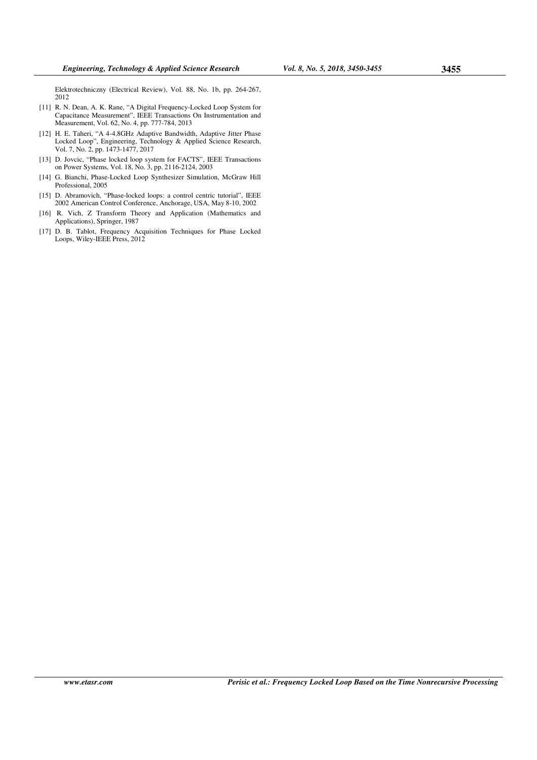Elektrotechniczny (Electrical Review), Vol. 88, No. 1b, pp. 264-267, 2012

[11] R. N. Dean, A. K. Rane, "A Digital Frequency-Locked Loop System for Capacitance Measurement", IEEE Transactions On Instrumentation and Measurement, Vol. 62, No. 4, pp. 777-784, 2013

[12] H. E. Taheri, "A 4-4.8GHz Adaptive Bandwidth, Adaptive Jitter Phase Locked Loop", Engineering, Technology & Applied Science Research, Vol. 7, No. 2, pp. 1473-1477, 2017

[13] D. Jovcic, "Phase locked loop system for FACTS", IEEE Transactions on Power Systems, Vol. 18, No. 3, pp. 2116-2124, 2003

[14] G. Bianchi, Phase-Locked Loop Synthesizer Simulation, McGraw Hill Professional, 2005

[15] D. Abramovich, "Phase-locked loops: a control centric tutorial", IEEE 2002 American Control Conference, Anchorage, USA, May 8-10, 2002

[16] R. Vich, Z Transform Theory and Application (Mathematics and Applications), Springer, 1987

[17] D. B. Tablot, Frequency Acquisition Techniques for Phase Locked Loops, Wiley-IEEE Press, 2012